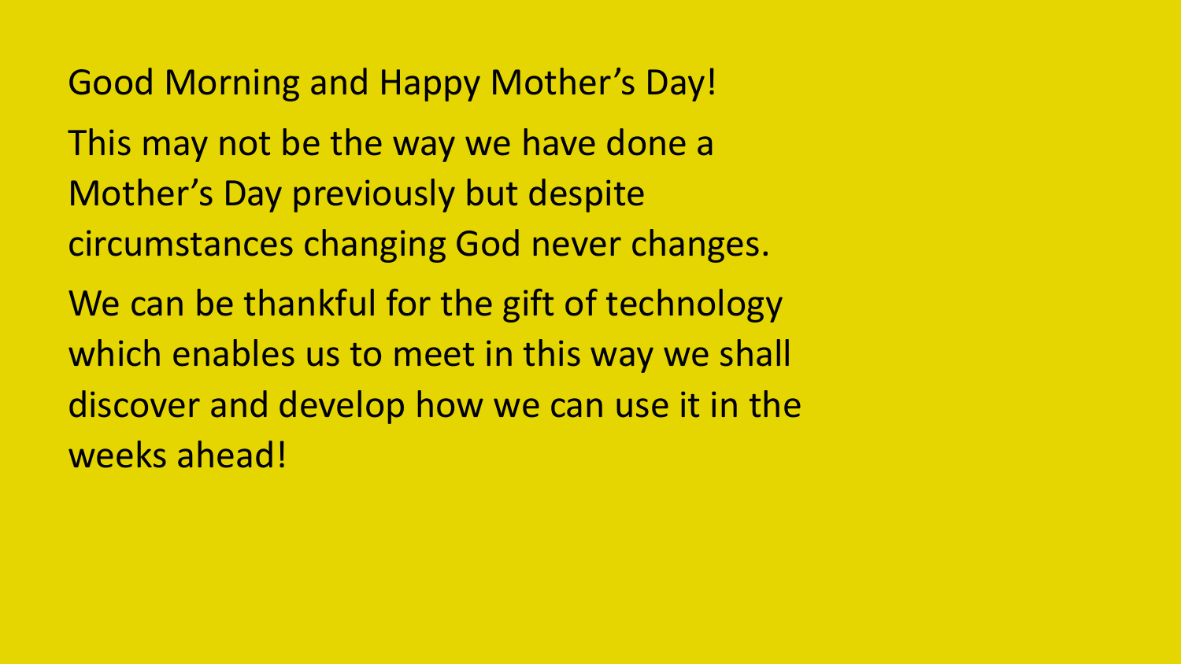Good Morning and Happy Mother's Day!

This may not be the way we have done a Mother's Day previously but despite circumstances changing God never changes.

We can be thankful for the gift of technology which enables us to meet in this way we shall discover and develop how we can use it in the weeks ahead!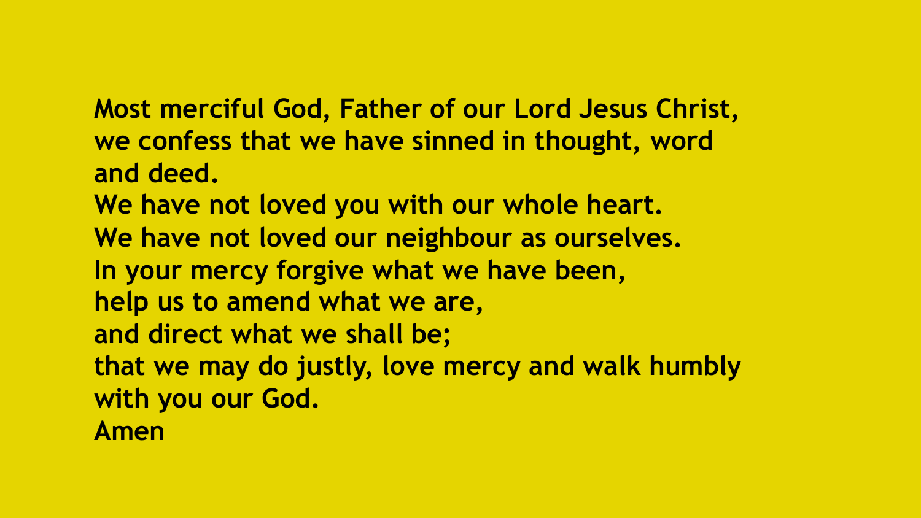**Most merciful God, Father of our Lord Jesus Christ, we confess that we have sinned in thought, word and deed.**
**We have not loved you with our whole heart.**
**We have not loved our neighbour as ourselves.**
**In your mercy forgive what we have been,**
**help us to amend what we are,**
**and direct what we shall be;**
**that we may do justly, love mercy and walk humbly with you our God.**
**Amen**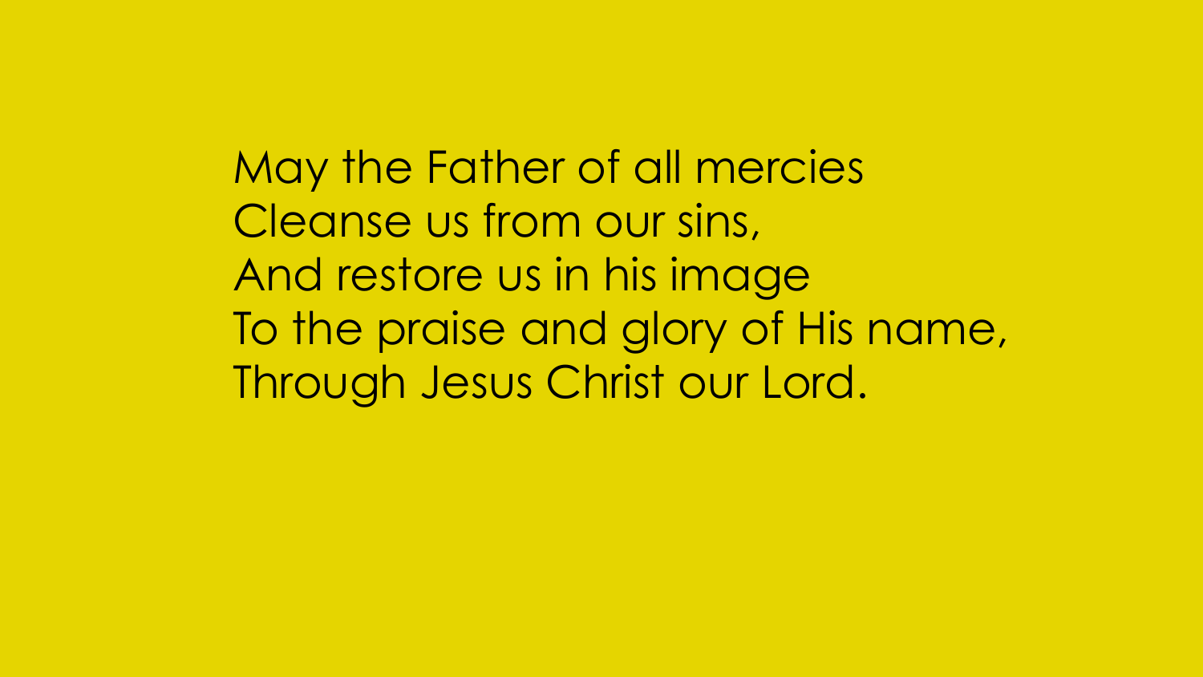May the Father of all mercies
Cleanse us from our sins,
And restore us in his image
To the praise and glory of His name,
Through Jesus Christ our Lord.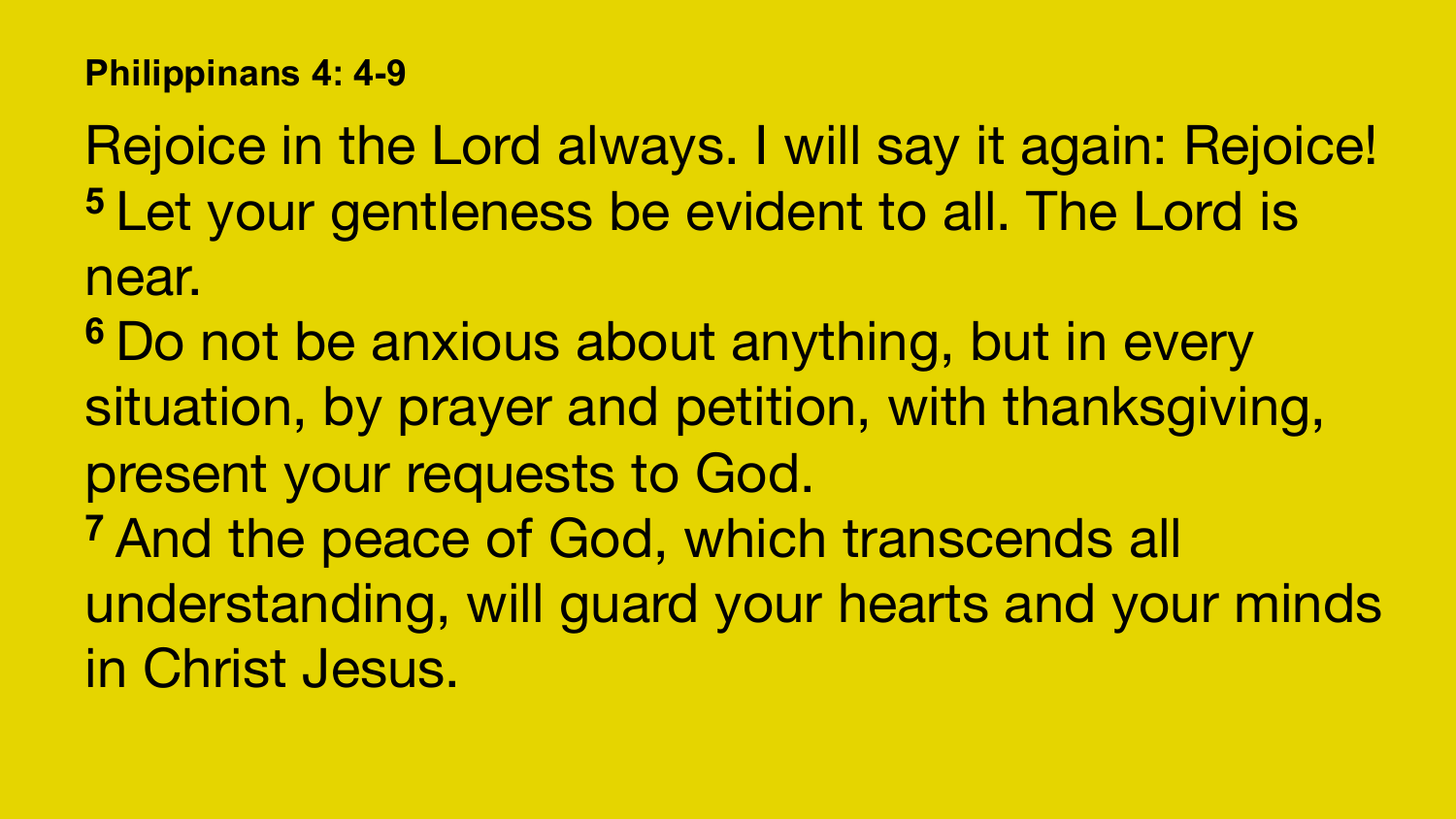**Philippinans 4: 4-9**

Rejoice in the Lord always. I will say it again: Rejoice!
**5** Let your gentleness be evident to all. The Lord is near.
**6** Do not be anxious about anything, but in every situation, by prayer and petition, with thanksgiving, present your requests to God.
**7** And the peace of God, which transcends all understanding, will guard your hearts and your minds in Christ Jesus.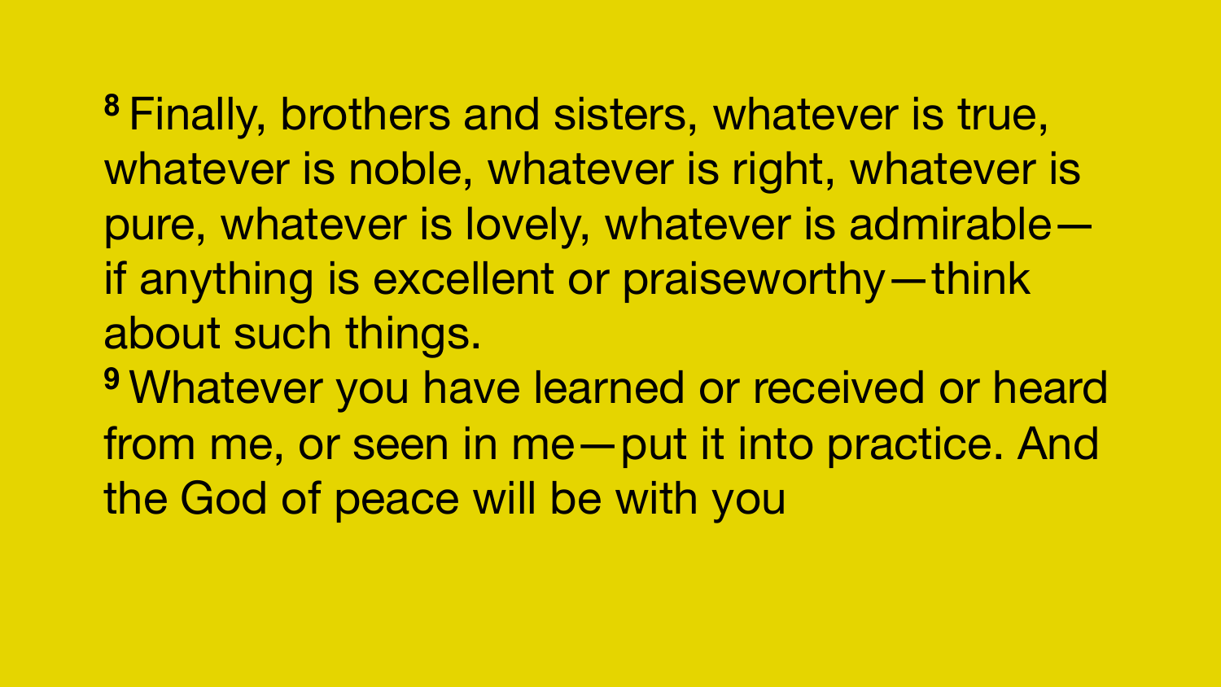[8] Finally, brothers and sisters, whatever is true, whatever is noble, whatever is right, whatever is pure, whatever is lovely, whatever is admirable—if anything is excellent or praiseworthy—think about such things.

[9] Whatever you have learned or received or heard from me, or seen in me—put it into practice. And the God of peace will be with you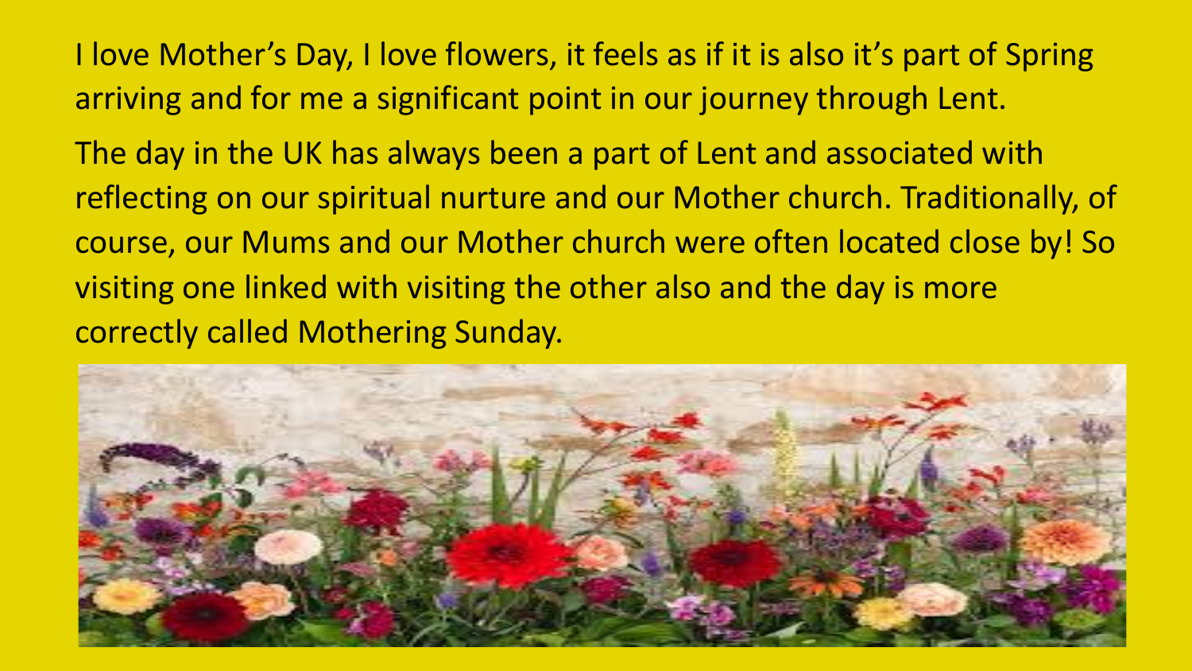I love Mother's Day, I love flowers, it feels as if it is also it's part of Spring arriving and for me a significant point in our journey through Lent.

The day in the UK has always been a part of Lent and associated with reflecting on our spiritual nurture and our Mother church. Traditionally, of course, our Mums and our Mother church were often located close by! So visiting one linked with visiting the other also and the day is more correctly called Mothering Sunday.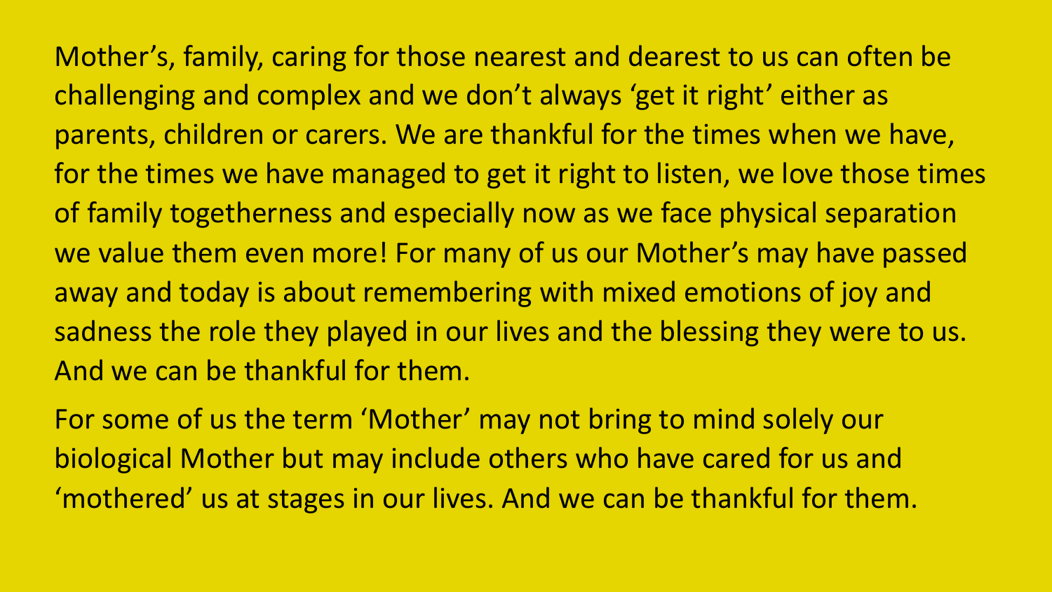Mother’s, family, caring for those nearest and dearest to us can often be challenging and complex and we don’t always ‘get it right’ either as parents, children or carers. We are thankful for the times when we have, for the times we have managed to get it right to listen, we love those times of family togetherness and especially now as we face physical separation we value them even more! For many of us our Mother’s may have passed away and today is about remembering with mixed emotions of joy and sadness the role they played in our lives and the blessing they were to us. And we can be thankful for them.

For some of us the term ‘Mother’ may not bring to mind solely our biological Mother but may include others who have cared for us and ‘mothered’ us at stages in our lives. And we can be thankful for them.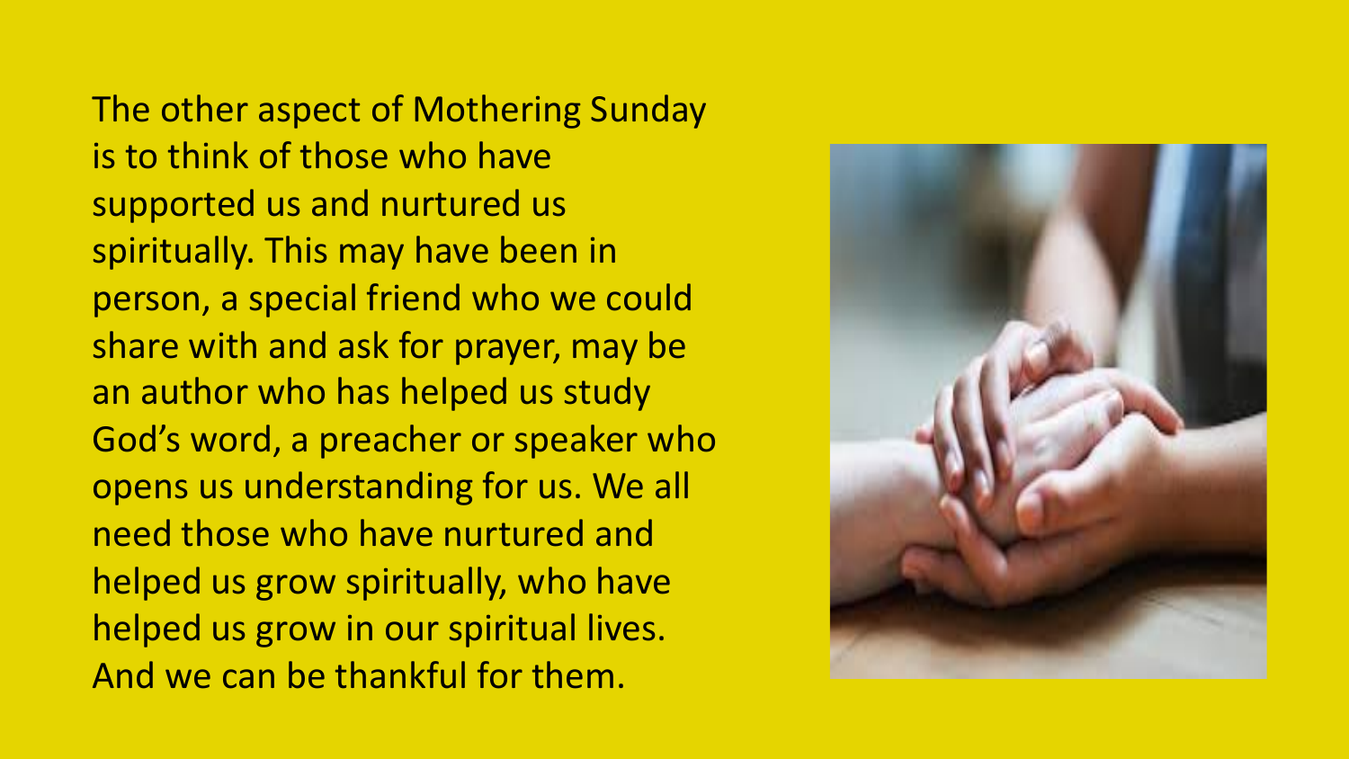The other aspect of Mothering Sunday is to think of those who have supported us and nurtured us spiritually. This may have been in person, a special friend who we could share with and ask for prayer, may be an author who has helped us study God's word, a preacher or speaker who opens us understanding for us. We all need those who have nurtured and helped us grow spiritually, who have helped us grow in our spiritual lives. And we can be thankful for them.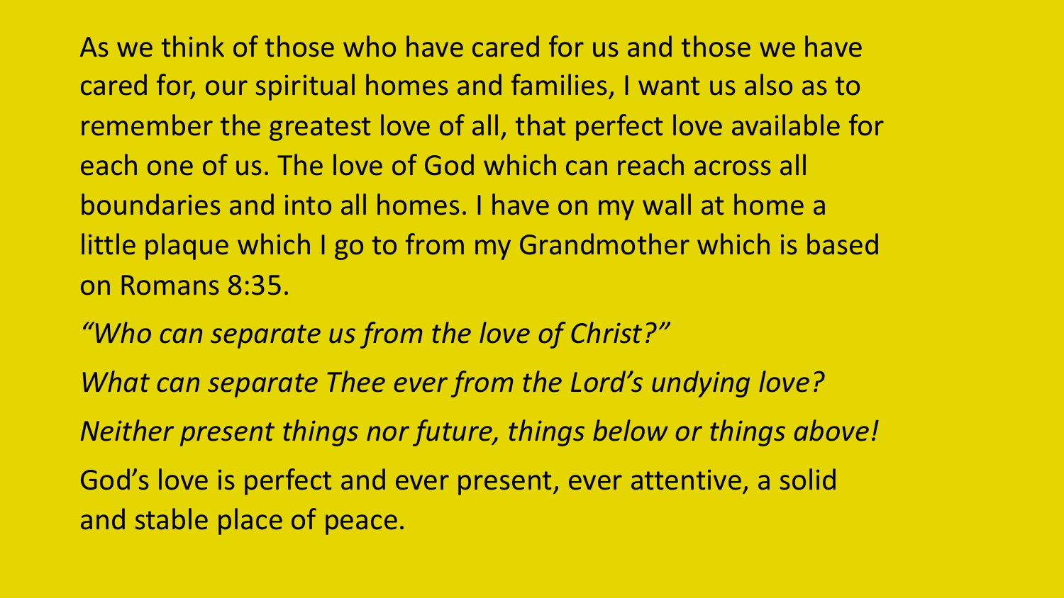As we think of those who have cared for us and those we have cared for, our spiritual homes and families, I want us also as to remember the greatest love of all, that perfect love available for each one of us. The love of God which can reach across all boundaries and into all homes. I have on my wall at home a little plaque which I go to from my Grandmother which is based on Romans 8:35.

*"Who can separate us from the love of Christ?"*

*What can separate Thee ever from the Lord's undying love?*

*Neither present things nor future, things below or things above!*

God's love is perfect and ever present, ever attentive, a solid and stable place of peace.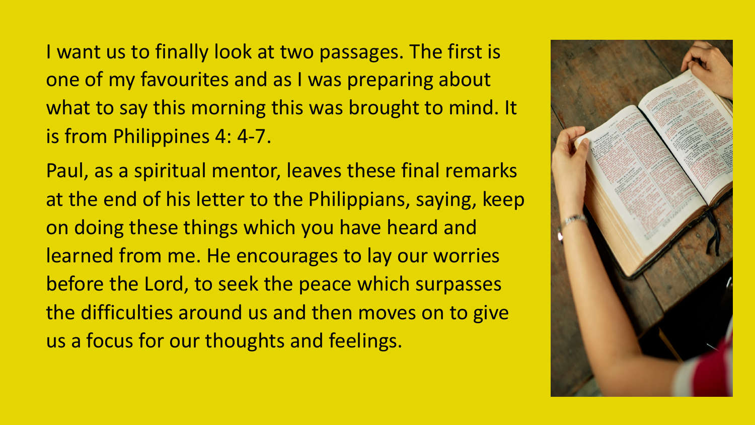I want us to finally look at two passages. The first is one of my favourites and as I was preparing about what to say this morning this was brought to mind. It is from Philippines 4: 4-7.

Paul, as a spiritual mentor, leaves these final remarks at the end of his letter to the Philippians, saying, keep on doing these things which you have heard and learned from me. He encourages to lay our worries before the Lord, to seek the peace which surpasses the difficulties around us and then moves on to give us a focus for our thoughts and feelings.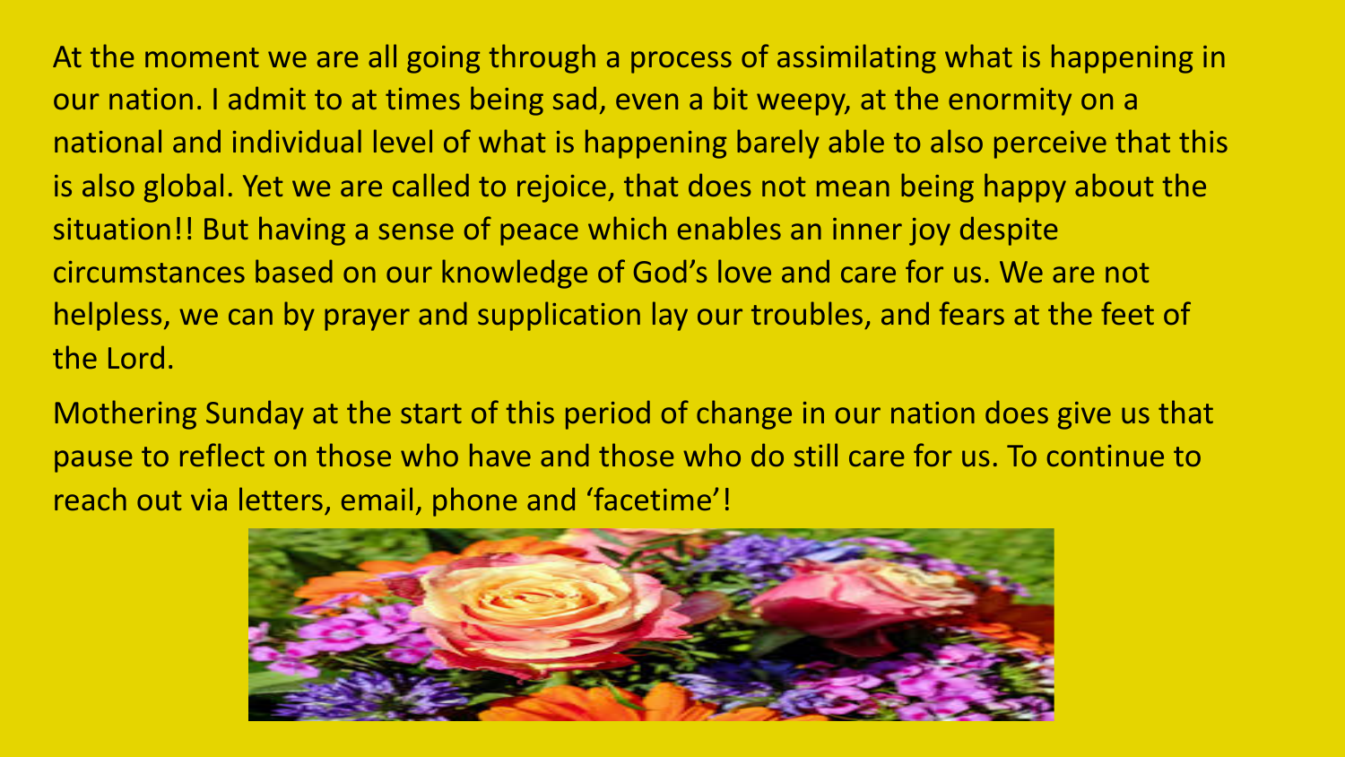At the moment we are all going through a process of assimilating what is happening in our nation. I admit to at times being sad, even a bit weepy, at the enormity on a national and individual level of what is happening barely able to also perceive that this is also global. Yet we are called to rejoice, that does not mean being happy about the situation!! But having a sense of peace which enables an inner joy despite circumstances based on our knowledge of God's love and care for us. We are not helpless, we can by prayer and supplication lay our troubles, and fears at the feet of the Lord.

Mothering Sunday at the start of this period of change in our nation does give us that pause to reflect on those who have and those who do still care for us. To continue to reach out via letters, email, phone and 'facetime'!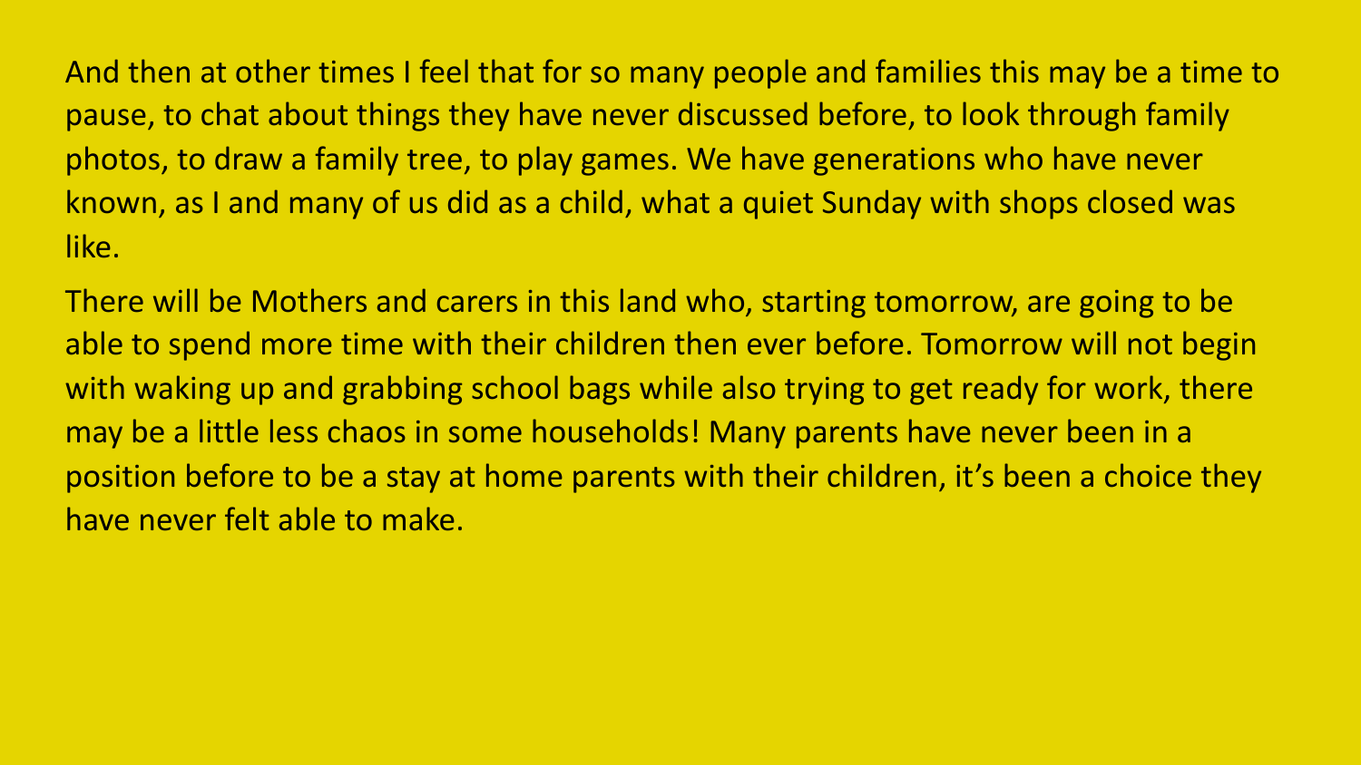And then at other times I feel that for so many people and families this may be a time to pause, to chat about things they have never discussed before, to look through family photos, to draw a family tree, to play games. We have generations who have never known, as I and many of us did as a child, what a quiet Sunday with shops closed was like.

There will be Mothers and carers in this land who, starting tomorrow, are going to be able to spend more time with their children then ever before. Tomorrow will not begin with waking up and grabbing school bags while also trying to get ready for work, there may be a little less chaos in some households! Many parents have never been in a position before to be a stay at home parents with their children, it's been a choice they have never felt able to make.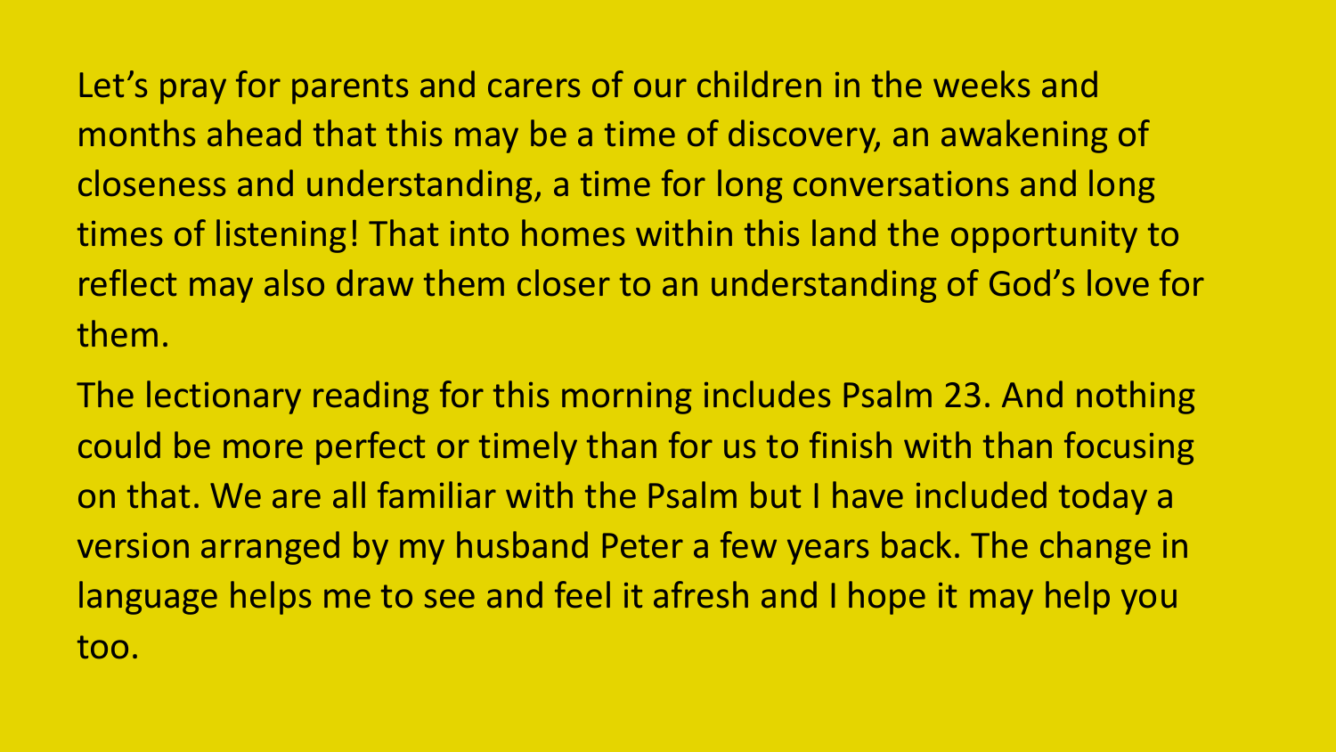Let's pray for parents and carers of our children in the weeks and months ahead that this may be a time of discovery, an awakening of closeness and understanding, a time for long conversations and long times of listening! That into homes within this land the opportunity to reflect may also draw them closer to an understanding of God's love for them.

The lectionary reading for this morning includes Psalm 23. And nothing could be more perfect or timely than for us to finish with than focusing on that. We are all familiar with the Psalm but I have included today a version arranged by my husband Peter a few years back. The change in language helps me to see and feel it afresh and I hope it may help you too.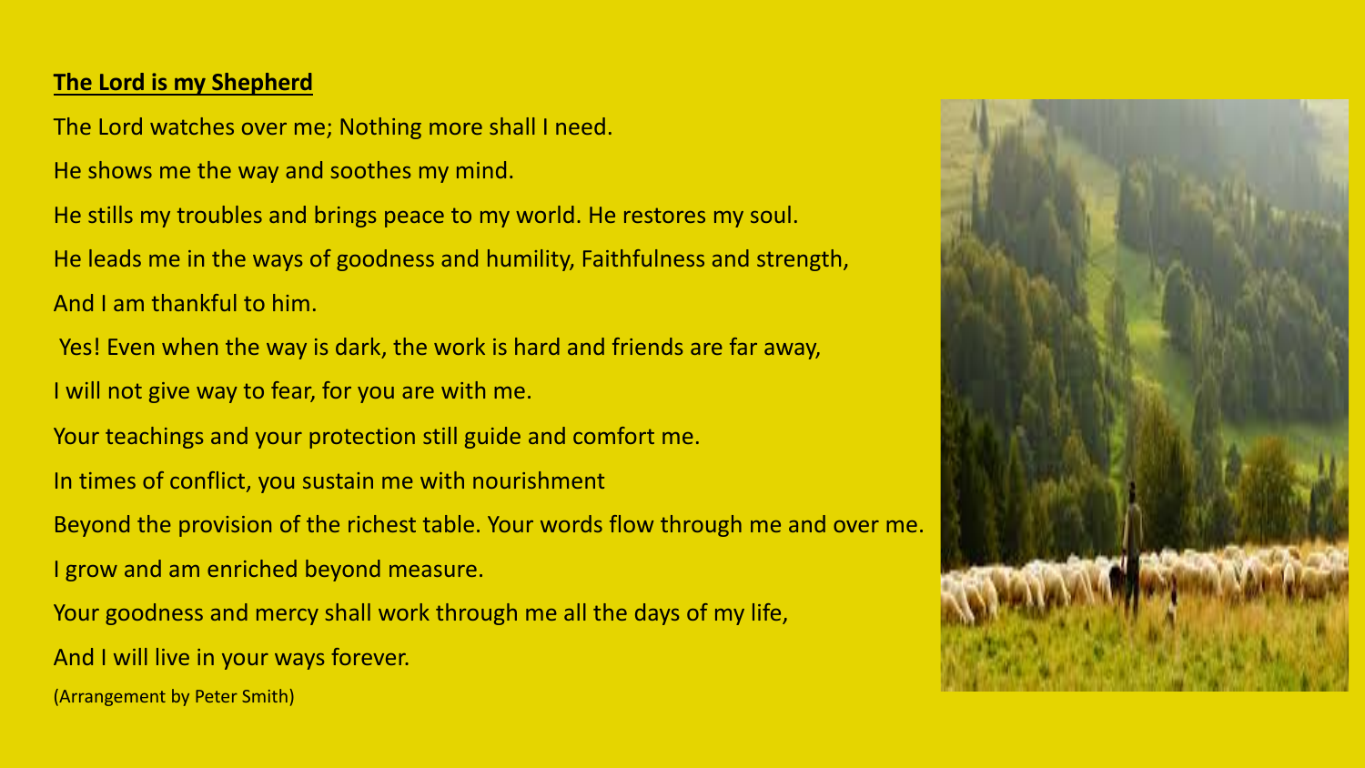**The Lord is my Shepherd**

The Lord watches over me; Nothing more shall I need.

He shows me the way and soothes my mind.

He stills my troubles and brings peace to my world. He restores my soul.

He leads me in the ways of goodness and humility, Faithfulness and strength,

And I am thankful to him.

Yes! Even when the way is dark, the work is hard and friends are far away,

I will not give way to fear, for you are with me.

Your teachings and your protection still guide and comfort me.

In times of conflict, you sustain me with nourishment

Beyond the provision of the richest table. Your words flow through me and over me.

I grow and am enriched beyond measure.

Your goodness and mercy shall work through me all the days of my life,

And I will live in your ways forever.

(Arrangement by Peter Smith)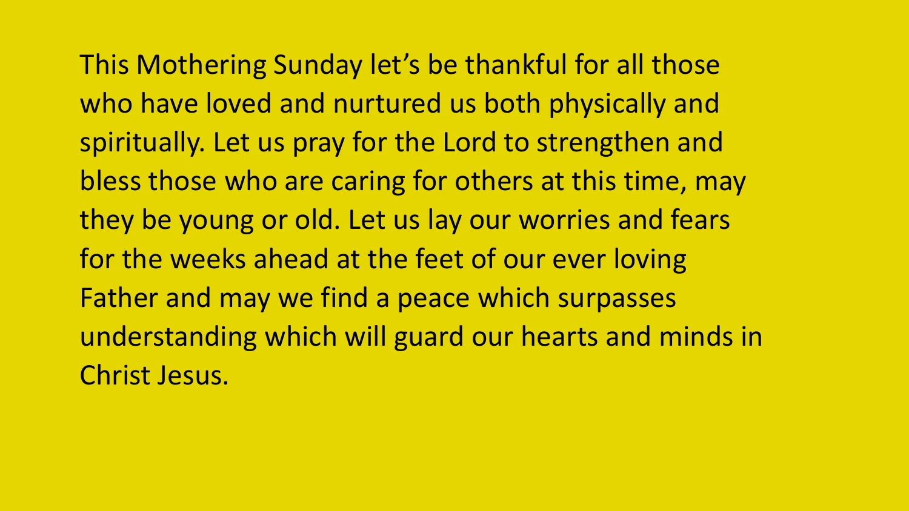This Mothering Sunday let's be thankful for all those who have loved and nurtured us both physically and spiritually. Let us pray for the Lord to strengthen and bless those who are caring for others at this time, may they be young or old. Let us lay our worries and fears for the weeks ahead at the feet of our ever loving Father and may we find a peace which surpasses understanding which will guard our hearts and minds in Christ Jesus.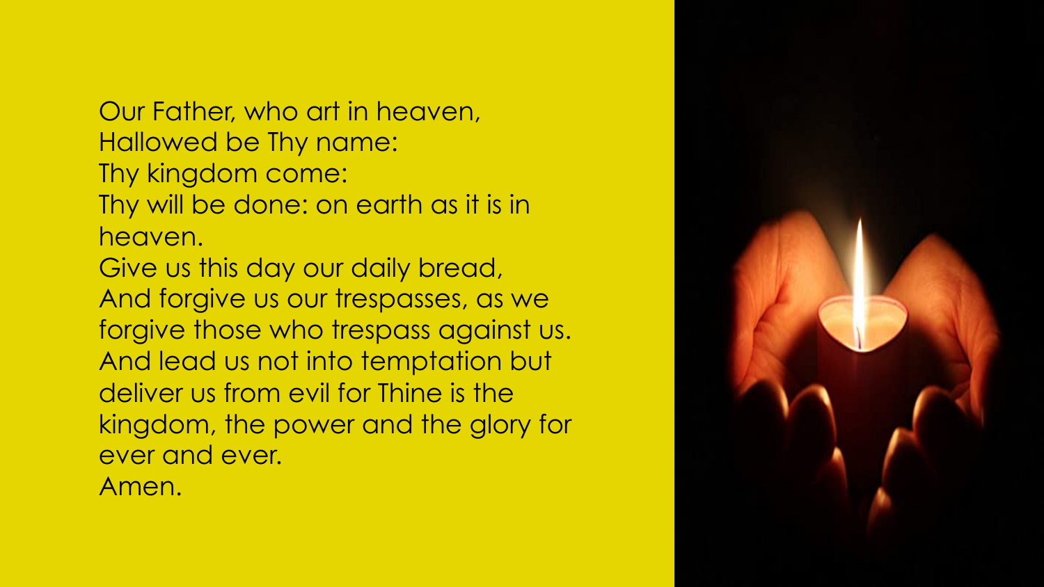Our Father, who art in heaven,
Hallowed be Thy name:
Thy kingdom come:
Thy will be done: on earth as it is in heaven.
Give us this day our daily bread,
And forgive us our trespasses, as we forgive those who trespass against us.
And lead us not into temptation but deliver us from evil for Thine is the kingdom, the power and the glory for ever and ever.
Amen.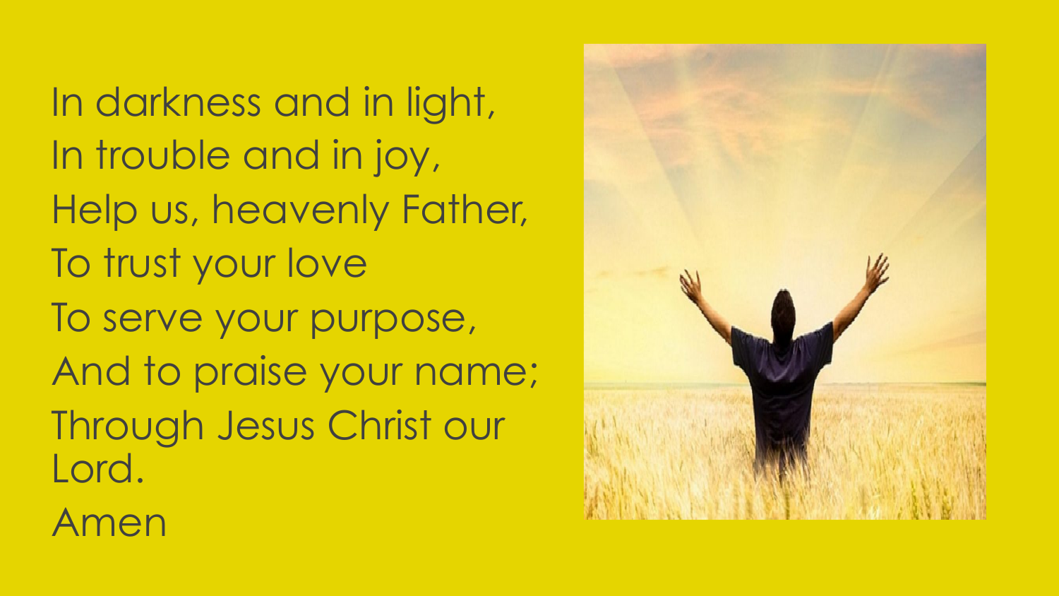In darkness and in light,
In trouble and in joy,
Help us, heavenly Father,
To trust your love
To serve your purpose,
And to praise your name;
Through Jesus Christ our Lord.
Amen